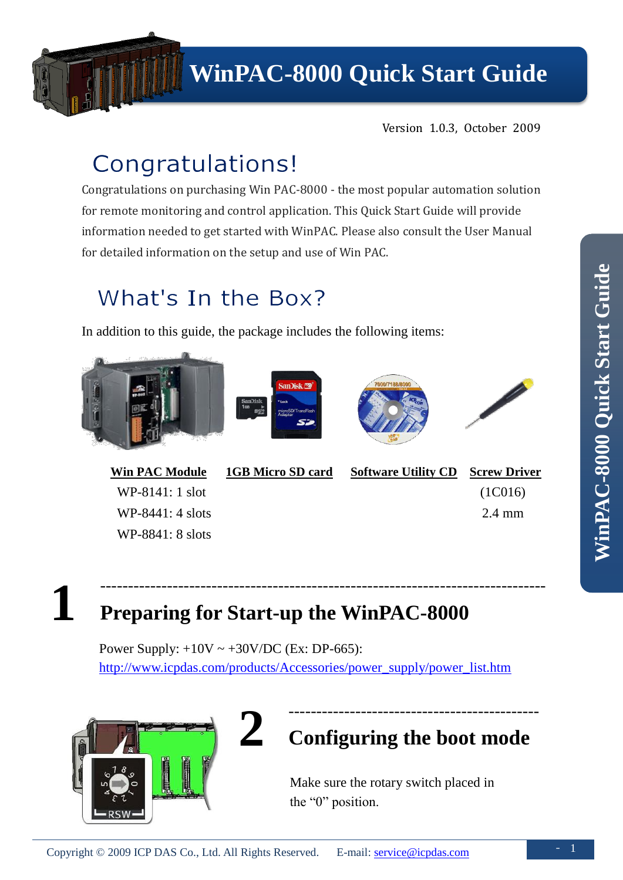# WinPAC-8000 Quick Start Guide

Version 1.0.3, October 2009

## Congratulations!

Congratulations on purchasing Win PAC-8000 - the most popular automation solution for remote monitoring and control application. This Quick Start Guide will provide information needed to get started with WinPAC. Please also consult the User Manual for detailed information on the setup and use of Win PAC.

## What's In the Box?

In addition to this guide, the package includes the following items:

| Win PAC Module | 1GB Micro SD card | Software Utility CD | Screw Driver |
|---|---|---|---|
| WP-8141: 1 slot | | | (1C016) |
| WP-8441: 4 slots | | | 2.4 mm |
| WP-8841: 8 slots | | | |

## 1 Preparing for Start-up the WinPAC-8000

Power Supply: +10V ~ +30V/DC (Ex: DP-665):
http://www.icpdas.com/products/Accessories/power_supply/power_list.htm

## 2 Configuring the boot mode

Make sure the rotary switch placed in the “0” position.

Copyright © 2009 ICP DAS Co., Ltd. All Rights Reserved. E-mail: service@icpdas.com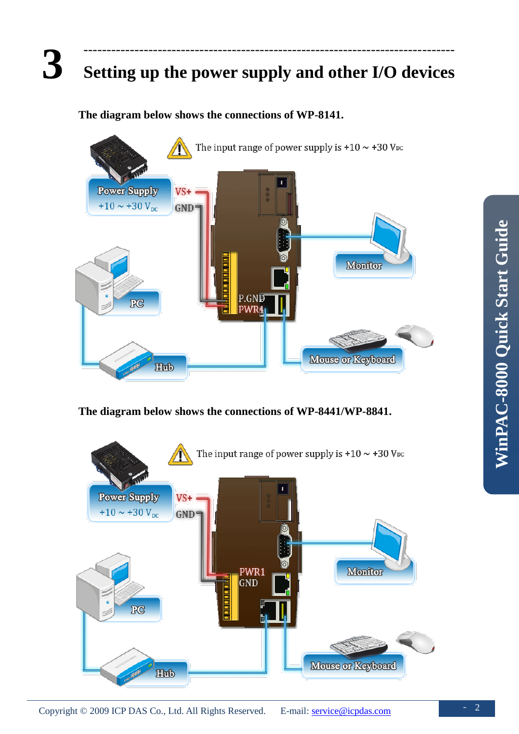# 3 Setting up the power supply and other I/O devices

**The diagram below shows the connections of WP-8141.**

The input range of power supply is +10 ~ +30 $V_{DC}$

Power Supply +10 ~ +30 $V_{DC}$

VS+

GND

P.GND

PWR1

Monitor

PC

Hub

Mouse or Keyboard

**The diagram below shows the connections of WP-8441/WP-8841.**

The input range of power supply is +10 ~ +30 $V_{DC}$

Power Supply +10 ~ +30 $V_{DC}$

VS+

GND

PWR1

GND

Monitor

PC

Hub

Mouse or Keyboard

Copyright © 2009 ICP DAS Co., Ltd. All Rights Reserved. E-mail: service@icpdas.com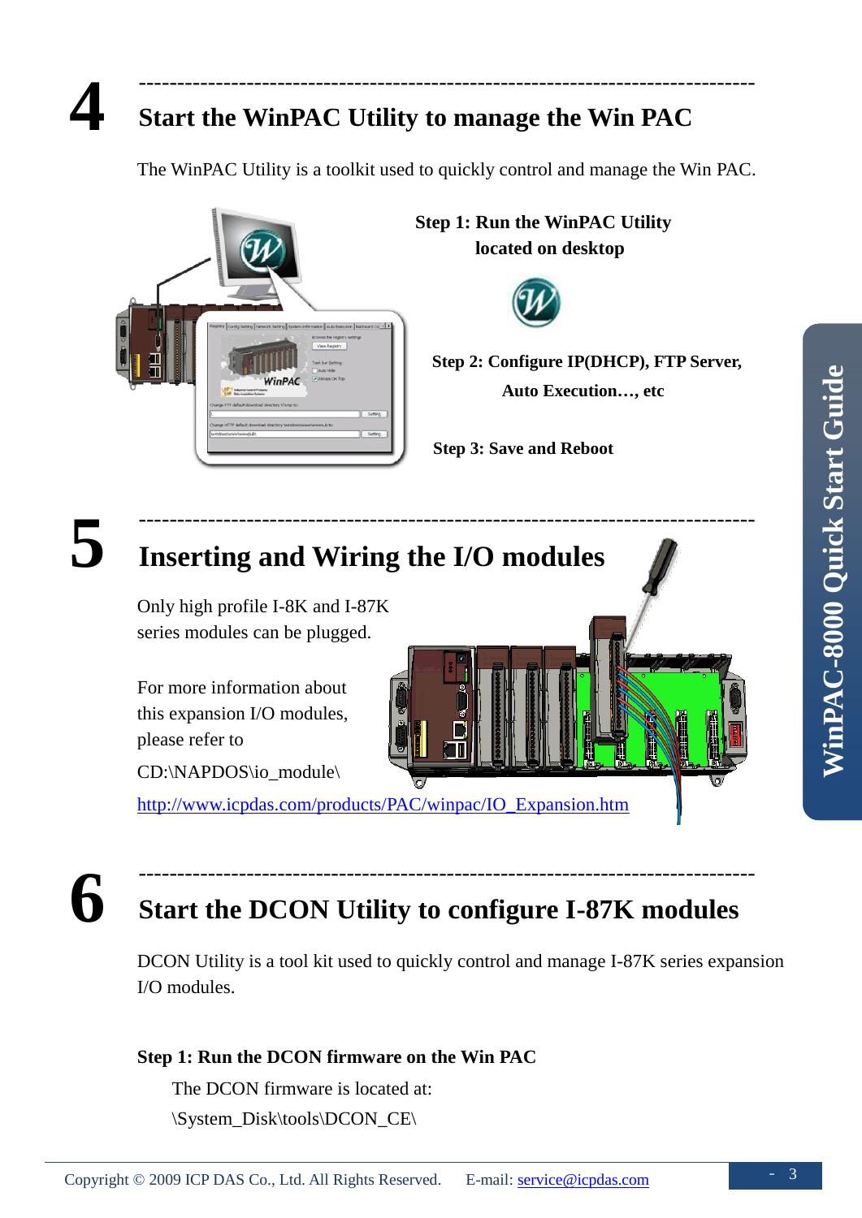# 4 Start the WinPAC Utility to manage the Win PAC

The WinPAC Utility is a toolkit used to quickly control and manage the Win PAC.

**Step 1: Run the WinPAC Utility located on desktop**

**Step 2: Configure IP(DHCP), FTP Server, Auto Execution…, etc**

**Step 3: Save and Reboot**

# 5 Inserting and Wiring the I/O modules

Only high profile I-8K and I-87K series modules can be plugged.

For more information about this expansion I/O modules, please refer to

CD:\NAPDOS\io_module\

http://www.icpdas.com/products/PAC/winpac/IO_Expansion.htm

# 6 Start the DCON Utility to configure I-87K modules

DCON Utility is a tool kit used to quickly control and manage I-87K series expansion I/O modules.

**Step 1: Run the DCON firmware on the Win PAC**

The DCON firmware is located at:

\System_Disk\tools\DCON_CE\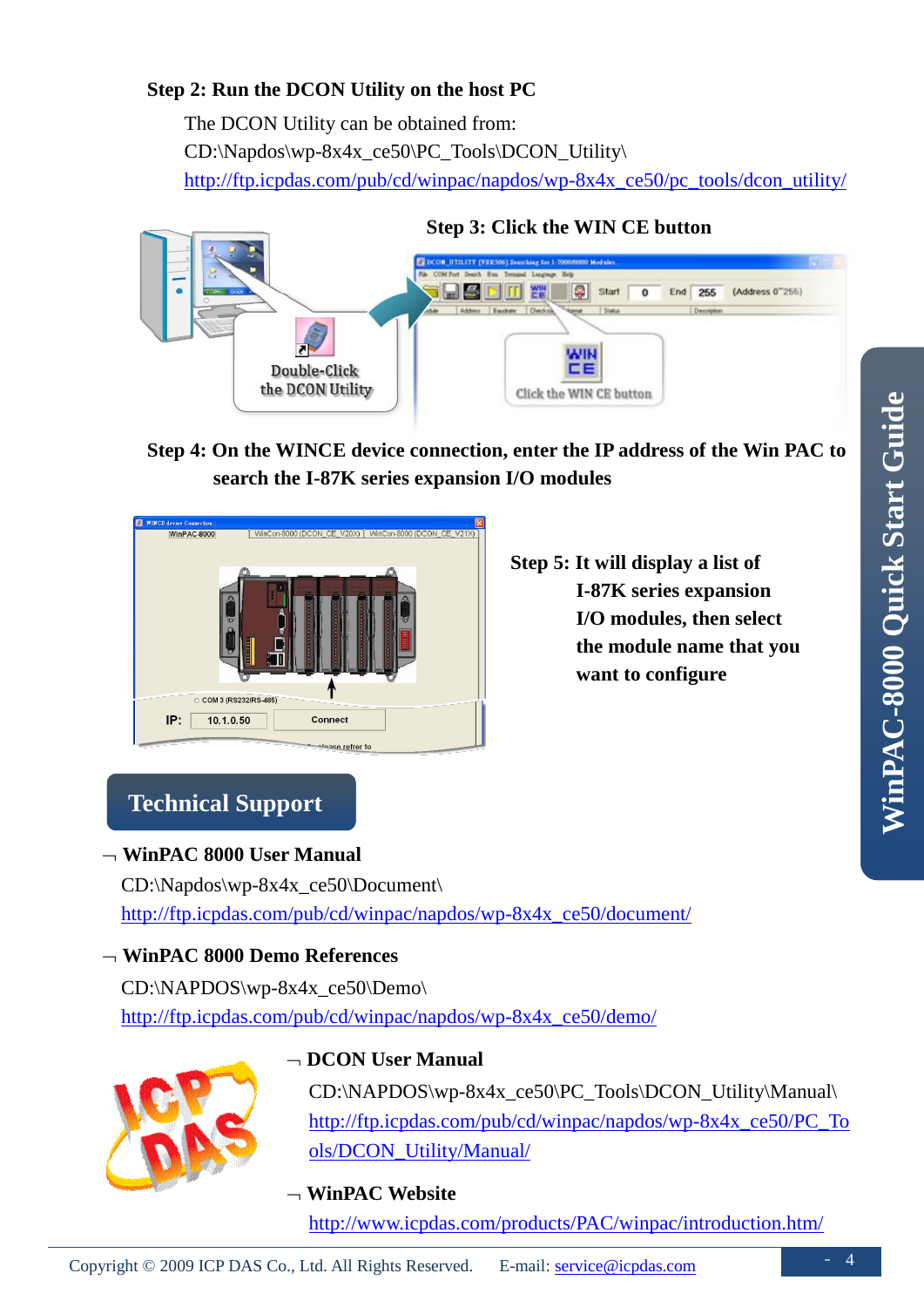**Step 2: Run the DCON Utility on the host PC**

The DCON Utility can be obtained from:
CD:\Napdos\wp-8x4x_ce50\PC_Tools\DCON_Utility\
http://ftp.icpdas.com/pub/cd/winpac/napdos/wp-8x4x_ce50/pc_tools/dcon_utility/

**Step 3: Click the WIN CE button**

**Step 4: On the WINCE device connection, enter the IP address of the Win PAC to search the I-87K series expansion I/O modules**

**Step 5: It will display a list of I-87K series expansion I/O modules, then select the module name that you want to configure**

## Technical Support

- **WinPAC 8000 User Manual**
  CD:\Napdos\wp-8x4x_ce50\Document\
  http://ftp.icpdas.com/pub/cd/winpac/napdos/wp-8x4x_ce50/document/

- **WinPAC 8000 Demo References**
  CD:\NAPDOS\wp-8x4x_ce50\Demo\
  http://ftp.icpdas.com/pub/cd/winpac/napdos/wp-8x4x_ce50/demo/

- **DCON User Manual**
  CD:\NAPDOS\wp-8x4x_ce50\PC_Tools\DCON_Utility\Manual\
  http://ftp.icpdas.com/pub/cd/winpac/napdos/wp-8x4x_ce50/PC_Tools/DCON_Utility/Manual/

- **WinPAC Website**
  http://www.icpdas.com/products/PAC/winpac/introduction.htm/

Copyright © 2009 ICP DAS Co., Ltd. All Rights Reserved. E-mail: service@icpdas.com